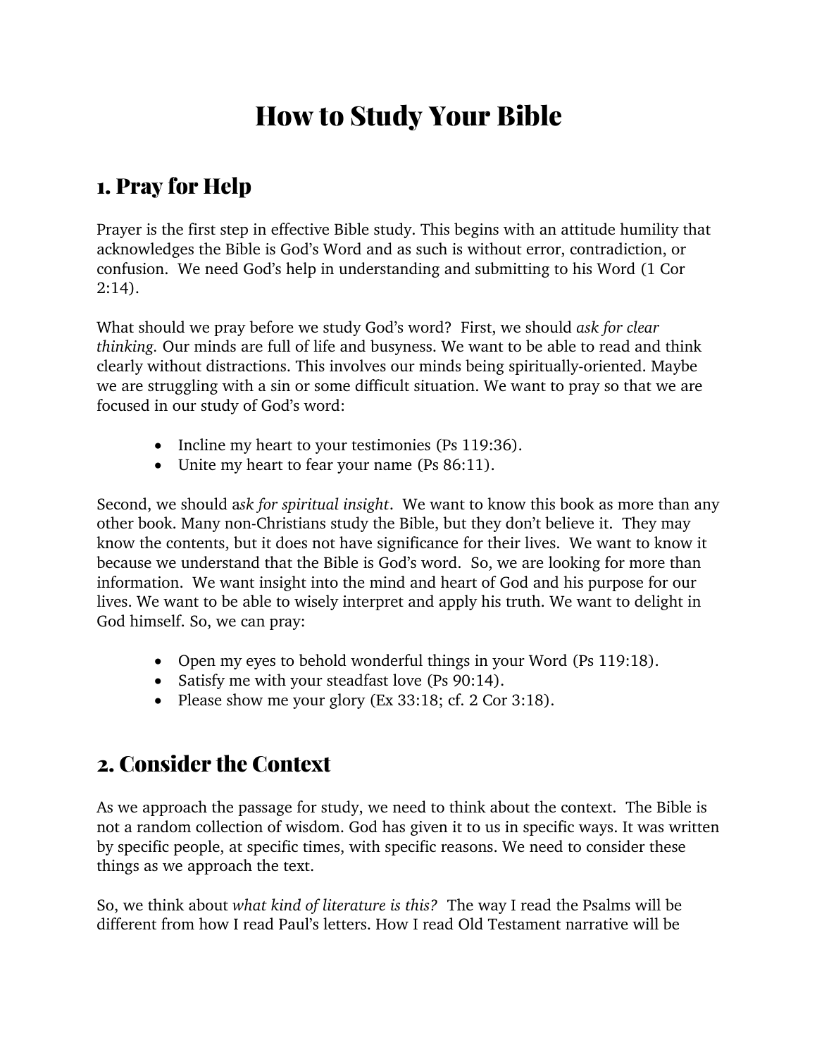# How to Study Your Bible

## 1. Pray for Help

Prayer is the first step in effective Bible study. This begins with an attitude humility that acknowledges the Bible is God's Word and as such is without error, contradiction, or confusion. We need God's help in understanding and submitting to his Word (1 Cor 2:14).

What should we pray before we study God's word? First, we should *ask for clear thinking.* Our minds are full of life and busyness. We want to be able to read and think clearly without distractions. This involves our minds being spiritually-oriented. Maybe we are struggling with a sin or some difficult situation. We want to pray so that we are focused in our study of God's word:

- Incline my heart to your testimonies (Ps 119:36).
- Unite my heart to fear your name (Ps 86:11).

Second, we should a*sk for spiritual insight*. We want to know this book as more than any other book. Many non-Christians study the Bible, but they don't believe it. They may know the contents, but it does not have significance for their lives. We want to know it because we understand that the Bible is God's word. So, we are looking for more than information. We want insight into the mind and heart of God and his purpose for our lives. We want to be able to wisely interpret and apply his truth. We want to delight in God himself. So, we can pray:

- Open my eyes to behold wonderful things in your Word (Ps 119:18).
- Satisfy me with your steadfast love (Ps 90:14).
- Please show me your glory (Ex 33:18; cf. 2 Cor 3:18).

## 2. Consider the Context

As we approach the passage for study, we need to think about the context. The Bible is not a random collection of wisdom. God has given it to us in specific ways. It was written by specific people, at specific times, with specific reasons. We need to consider these things as we approach the text.

So, we think about *what kind of literature is this?* The way I read the Psalms will be different from how I read Paul's letters. How I read Old Testament narrative will be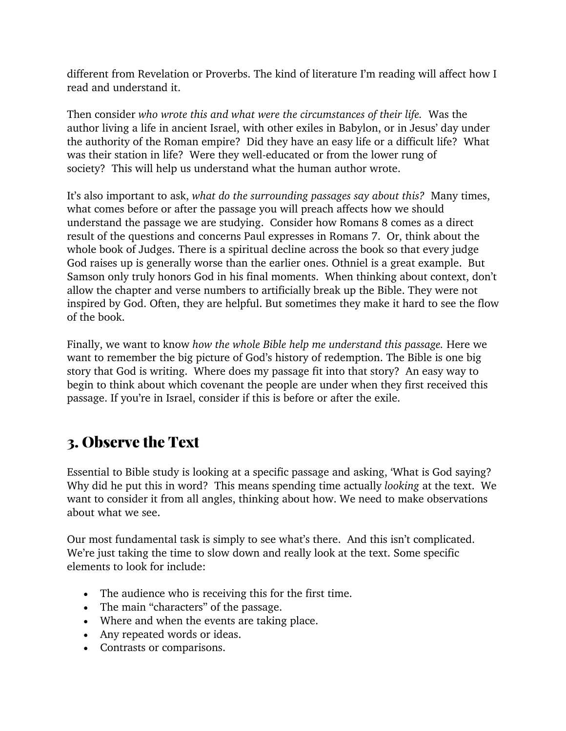different from Revelation or Proverbs. The kind of literature I'm reading will affect how I read and understand it.

Then consider *who wrote this and what were the circumstances of their life.* Was the author living a life in ancient Israel, with other exiles in Babylon, or in Jesus' day under the authority of the Roman empire? Did they have an easy life or a difficult life? What was their station in life? Were they well-educated or from the lower rung of society? This will help us understand what the human author wrote.

It's also important to ask, *what do the surrounding passages say about this?* Many times, what comes before or after the passage you will preach affects how we should understand the passage we are studying. Consider how Romans 8 comes as a direct result of the questions and concerns Paul expresses in Romans 7. Or, think about the whole book of Judges. There is a spiritual decline across the book so that every judge God raises up is generally worse than the earlier ones. Othniel is a great example. But Samson only truly honors God in his final moments. When thinking about context, don't allow the chapter and verse numbers to artificially break up the Bible. They were not inspired by God. Often, they are helpful. But sometimes they make it hard to see the flow of the book.

Finally, we want to know *how the whole Bible help me understand this passage.* Here we want to remember the big picture of God's history of redemption. The Bible is one big story that God is writing. Where does my passage fit into that story? An easy way to begin to think about which covenant the people are under when they first received this passage. If you're in Israel, consider if this is before or after the exile.

## 3. Observe the Text

Essential to Bible study is looking at a specific passage and asking, 'What is God saying? Why did he put this in word? This means spending time actually *looking* at the text. We want to consider it from all angles, thinking about how. We need to make observations about what we see.

Our most fundamental task is simply to see what's there. And this isn't complicated. We're just taking the time to slow down and really look at the text. Some specific elements to look for include:

- The audience who is receiving this for the first time.
- The main "characters" of the passage.
- Where and when the events are taking place.
- Any repeated words or ideas.
- Contrasts or comparisons.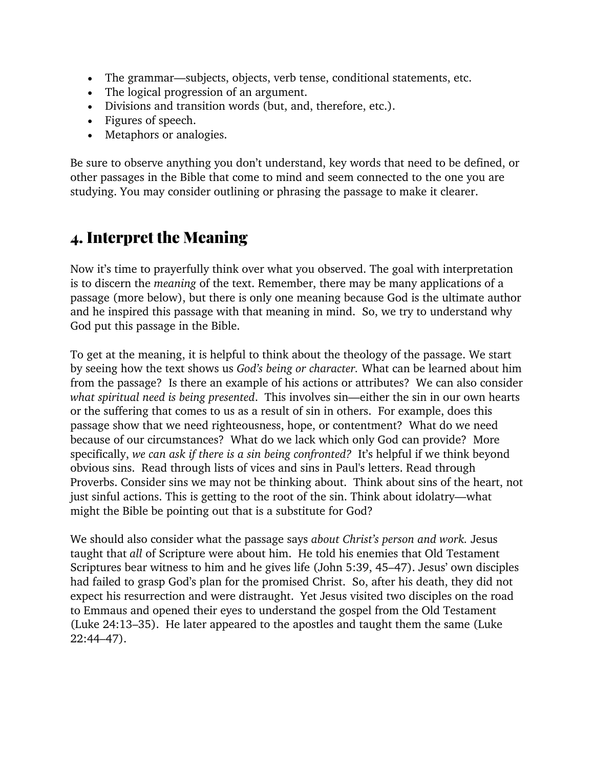- The grammar—subjects, objects, verb tense, conditional statements, etc.
- The logical progression of an argument.
- Divisions and transition words (but, and, therefore, etc.).
- Figures of speech.
- Metaphors or analogies.

Be sure to observe anything you don't understand, key words that need to be defined, or other passages in the Bible that come to mind and seem connected to the one you are studying. You may consider outlining or phrasing the passage to make it clearer.

## 4. Interpret the Meaning

Now it's time to prayerfully think over what you observed. The goal with interpretation is to discern the *meaning* of the text. Remember, there may be many applications of a passage (more below), but there is only one meaning because God is the ultimate author and he inspired this passage with that meaning in mind. So, we try to understand why God put this passage in the Bible.

To get at the meaning, it is helpful to think about the theology of the passage. We start by seeing how the text shows us *God's being or character.* What can be learned about him from the passage? Is there an example of his actions or attributes? We can also consider *what spiritual need is being presented*. This involves sin—either the sin in our own hearts or the suffering that comes to us as a result of sin in others. For example, does this passage show that we need righteousness, hope, or contentment? What do we need because of our circumstances? What do we lack which only God can provide? More specifically, *we can ask if there is a sin being confronted?* It's helpful if we think beyond obvious sins. Read through lists of vices and sins in Paul's letters. Read through Proverbs. Consider sins we may not be thinking about. Think about sins of the heart, not just sinful actions. This is getting to the root of the sin. Think about idolatry—what might the Bible be pointing out that is a substitute for God?

We should also consider what the passage says *about Christ's person and work.* Jesus taught that *all* of Scripture were about him. He told his enemies that Old Testament Scriptures bear witness to him and he gives life (John 5:39, 45–47). Jesus' own disciples had failed to grasp God's plan for the promised Christ. So, after his death, they did not expect his resurrection and were distraught. Yet Jesus visited two disciples on the road to Emmaus and opened their eyes to understand the gospel from the Old Testament (Luke 24:13–35). He later appeared to the apostles and taught them the same (Luke 22:44–47).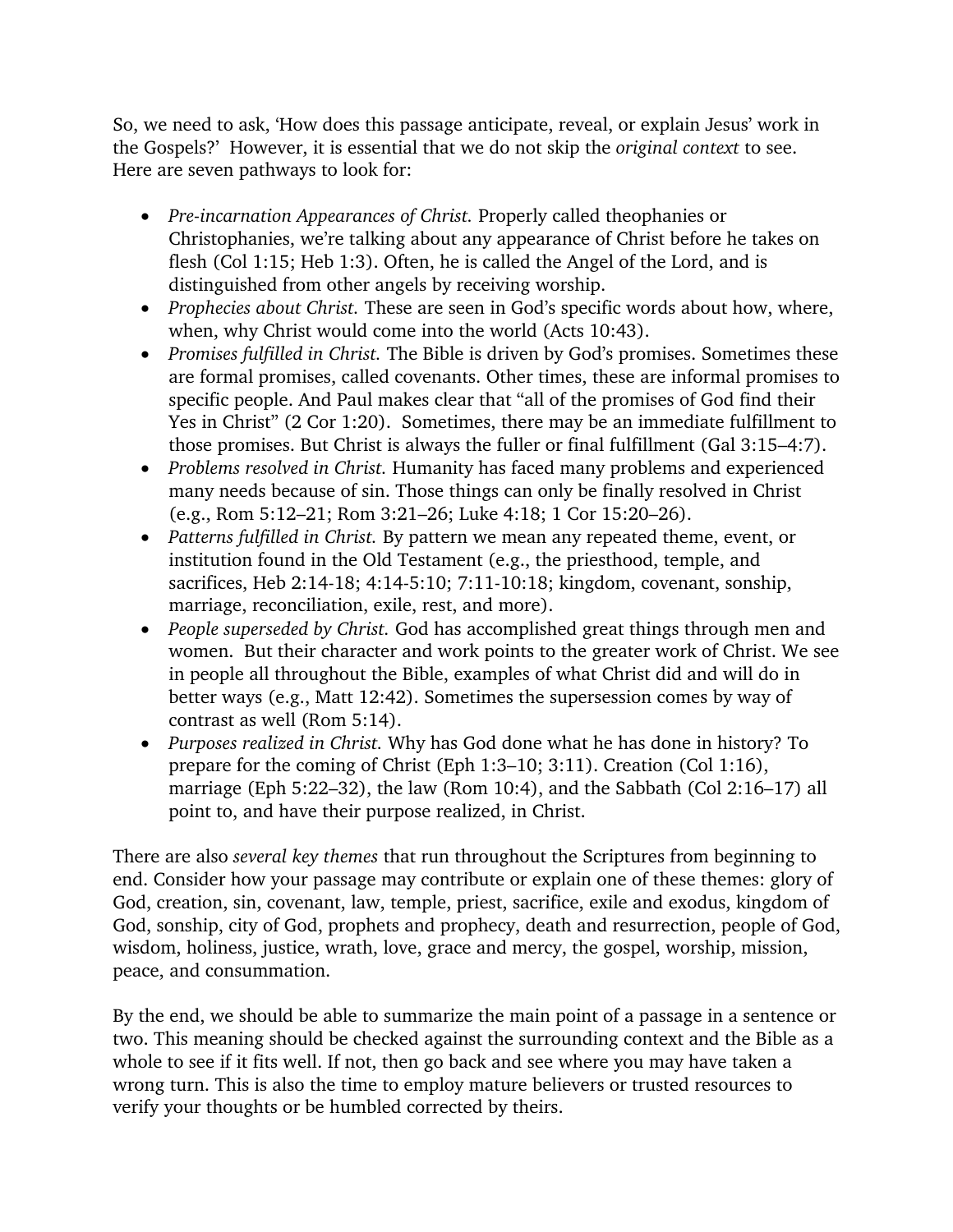So, we need to ask, 'How does this passage anticipate, reveal, or explain Jesus' work in the Gospels?' However, it is essential that we do not skip the *original context* to see. Here are seven pathways to look for:

- *Pre-incarnation Appearances of Christ.* Properly called theophanies or Christophanies, we're talking about any appearance of Christ before he takes on flesh (Col 1:15; Heb 1:3). Often, he is called the Angel of the Lord, and is distinguished from other angels by receiving worship.
- *Prophecies about Christ.* These are seen in God's specific words about how, where, when, why Christ would come into the world (Acts 10:43).
- *Promises fulfilled in Christ.* The Bible is driven by God's promises. Sometimes these are formal promises, called covenants. Other times, these are informal promises to specific people. And Paul makes clear that "all of the promises of God find their Yes in Christ" (2 Cor 1:20). Sometimes, there may be an immediate fulfillment to those promises. But Christ is always the fuller or final fulfillment (Gal 3:15–4:7).
- *Problems resolved in Christ.* Humanity has faced many problems and experienced many needs because of sin. Those things can only be finally resolved in Christ (e.g., Rom 5:12–21; Rom 3:21–26; Luke 4:18; 1 Cor 15:20–26).
- *Patterns fulfilled in Christ.* By pattern we mean any repeated theme, event, or institution found in the Old Testament (e.g., the priesthood, temple, and sacrifices, Heb 2:14-18; 4:14-5:10; 7:11-10:18; kingdom, covenant, sonship, marriage, reconciliation, exile, rest, and more).
- *People superseded by Christ.* God has accomplished great things through men and women. But their character and work points to the greater work of Christ. We see in people all throughout the Bible, examples of what Christ did and will do in better ways (e.g., Matt 12:42). Sometimes the supersession comes by way of contrast as well (Rom 5:14).
- *Purposes realized in Christ.* Why has God done what he has done in history? To prepare for the coming of Christ (Eph 1:3–10; 3:11). Creation (Col 1:16), marriage (Eph 5:22–32), the law (Rom 10:4), and the Sabbath (Col 2:16–17) all point to, and have their purpose realized, in Christ.

There are also *several key themes* that run throughout the Scriptures from beginning to end. Consider how your passage may contribute or explain one of these themes: glory of God, creation, sin, covenant, law, temple, priest, sacrifice, exile and exodus, kingdom of God, sonship, city of God, prophets and prophecy, death and resurrection, people of God, wisdom, holiness, justice, wrath, love, grace and mercy, the gospel, worship, mission, peace, and consummation.

By the end, we should be able to summarize the main point of a passage in a sentence or two. This meaning should be checked against the surrounding context and the Bible as a whole to see if it fits well. If not, then go back and see where you may have taken a wrong turn. This is also the time to employ mature believers or trusted resources to verify your thoughts or be humbled corrected by theirs.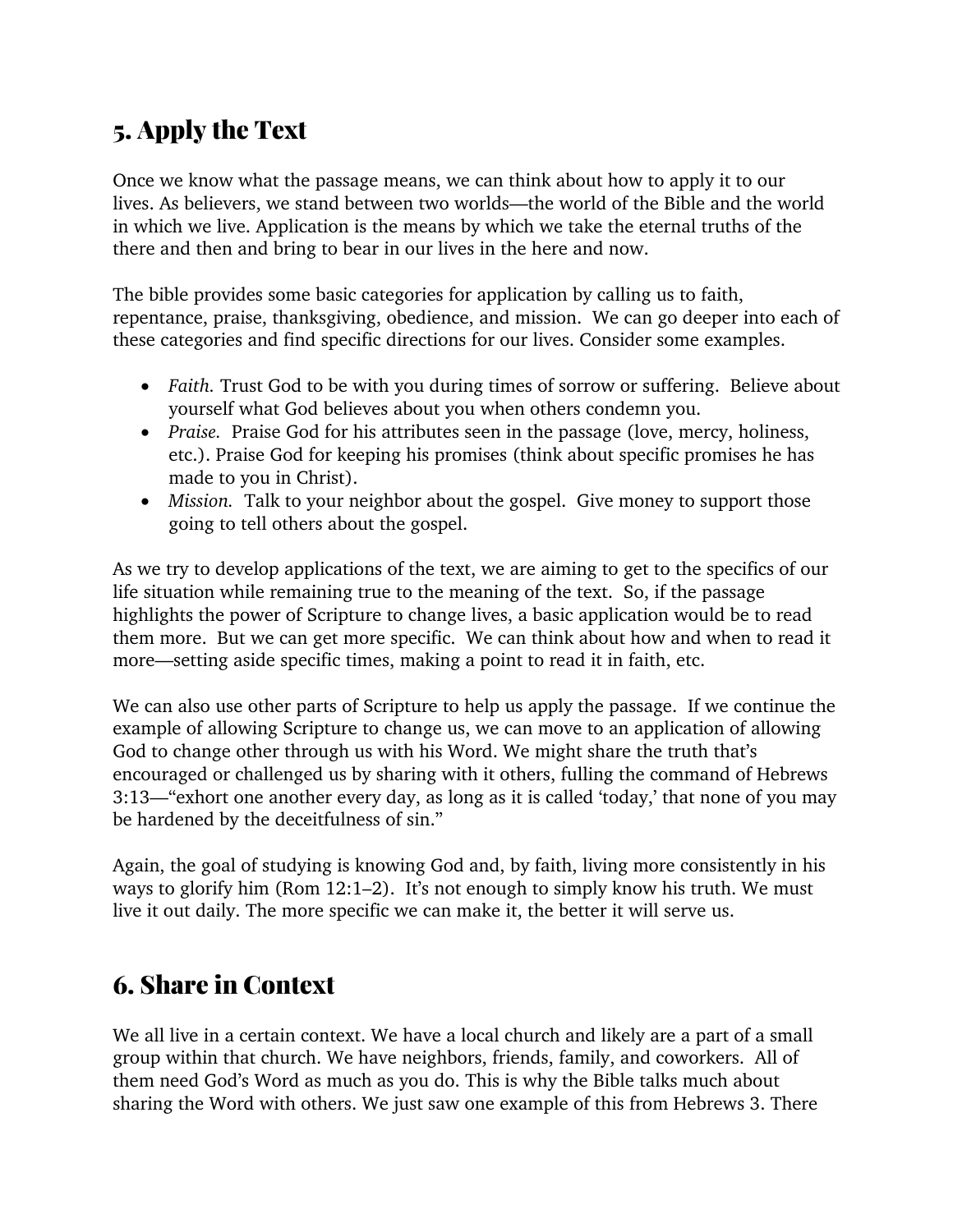## 5. Apply the Text

Once we know what the passage means, we can think about how to apply it to our lives. As believers, we stand between two worlds—the world of the Bible and the world in which we live. Application is the means by which we take the eternal truths of the there and then and bring to bear in our lives in the here and now.

The bible provides some basic categories for application by calling us to faith, repentance, praise, thanksgiving, obedience, and mission. We can go deeper into each of these categories and find specific directions for our lives. Consider some examples.

- *Faith.* Trust God to be with you during times of sorrow or suffering. Believe about yourself what God believes about you when others condemn you.
- *Praise.* Praise God for his attributes seen in the passage (love, mercy, holiness, etc.). Praise God for keeping his promises (think about specific promises he has made to you in Christ).
- *Mission.* Talk to your neighbor about the gospel. Give money to support those going to tell others about the gospel.

As we try to develop applications of the text, we are aiming to get to the specifics of our life situation while remaining true to the meaning of the text. So, if the passage highlights the power of Scripture to change lives, a basic application would be to read them more. But we can get more specific. We can think about how and when to read it more—setting aside specific times, making a point to read it in faith, etc.

We can also use other parts of Scripture to help us apply the passage. If we continue the example of allowing Scripture to change us, we can move to an application of allowing God to change other through us with his Word. We might share the truth that's encouraged or challenged us by sharing with it others, fulling the command of Hebrews 3:13—"exhort one another every day, as long as it is called 'today,' that none of you may be hardened by the deceitfulness of sin."

Again, the goal of studying is knowing God and, by faith, living more consistently in his ways to glorify him (Rom 12:1–2). It's not enough to simply know his truth. We must live it out daily. The more specific we can make it, the better it will serve us.

## 6. Share in Context

We all live in a certain context. We have a local church and likely are a part of a small group within that church. We have neighbors, friends, family, and coworkers. All of them need God's Word as much as you do. This is why the Bible talks much about sharing the Word with others. We just saw one example of this from Hebrews 3. There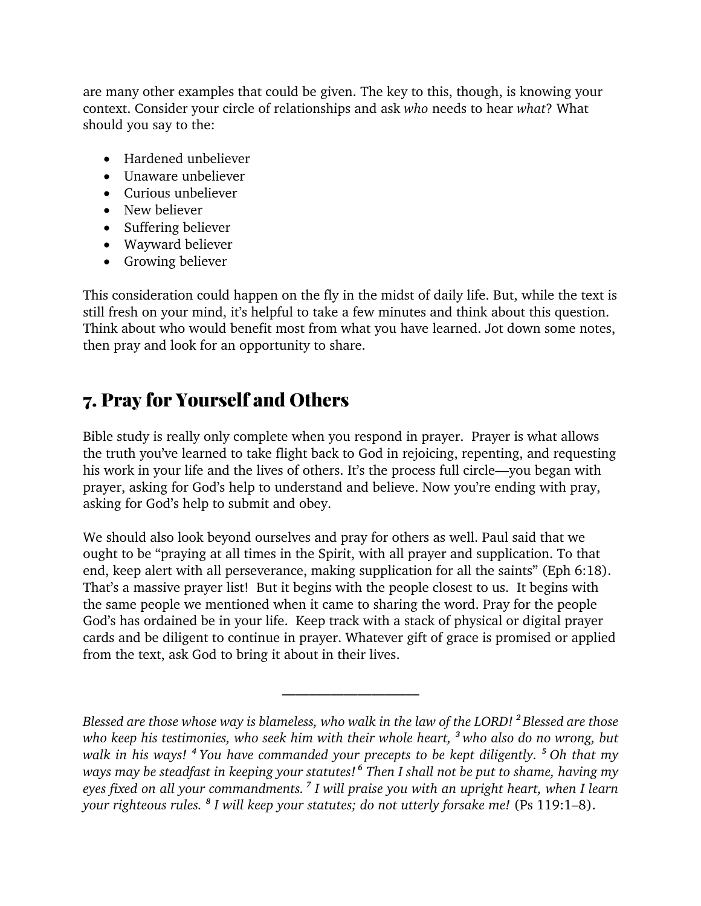are many other examples that could be given. The key to this, though, is knowing your context. Consider your circle of relationships and ask *who* needs to hear *what*? What should you say to the:

- Hardened unbeliever
- Unaware unbeliever
- Curious unbeliever
- New believer
- Suffering believer
- Wayward believer
- Growing believer

This consideration could happen on the fly in the midst of daily life. But, while the text is still fresh on your mind, it's helpful to take a few minutes and think about this question. Think about who would benefit most from what you have learned. Jot down some notes, then pray and look for an opportunity to share.

## 7. Pray for Yourself and Others

Bible study is really only complete when you respond in prayer. Prayer is what allows the truth you've learned to take flight back to God in rejoicing, repenting, and requesting his work in your life and the lives of others. It's the process full circle—you began with prayer, asking for God's help to understand and believe. Now you're ending with pray, asking for God's help to submit and obey.

We should also look beyond ourselves and pray for others as well. Paul said that we ought to be "praying at all times in the Spirit, with all prayer and supplication. To that end, keep alert with all perseverance, making supplication for all the saints" (Eph 6:18). That's a massive prayer list! But it begins with the people closest to us. It begins with the same people we mentioned when it came to sharing the word. Pray for the people God's has ordained be in your life. Keep track with a stack of physical or digital prayer cards and be diligent to continue in prayer. Whatever gift of grace is promised or applied from the text, ask God to bring it about in their lives.

---

*Blessed are those whose way is blameless, who walk in the law of the LORD! [2] Blessed are those who keep his testimonies, who seek him with their whole heart, [3] who also do no wrong, but walk in his ways! [4] You have commanded your precepts to be kept diligently. [5] Oh that my ways may be steadfast in keeping your statutes! [6] Then I shall not be put to shame, having my eyes fixed on all your commandments. [7] I will praise you with an upright heart, when I learn your righteous rules. [8] I will keep your statutes; do not utterly forsake me!* (Ps 119:1–8).